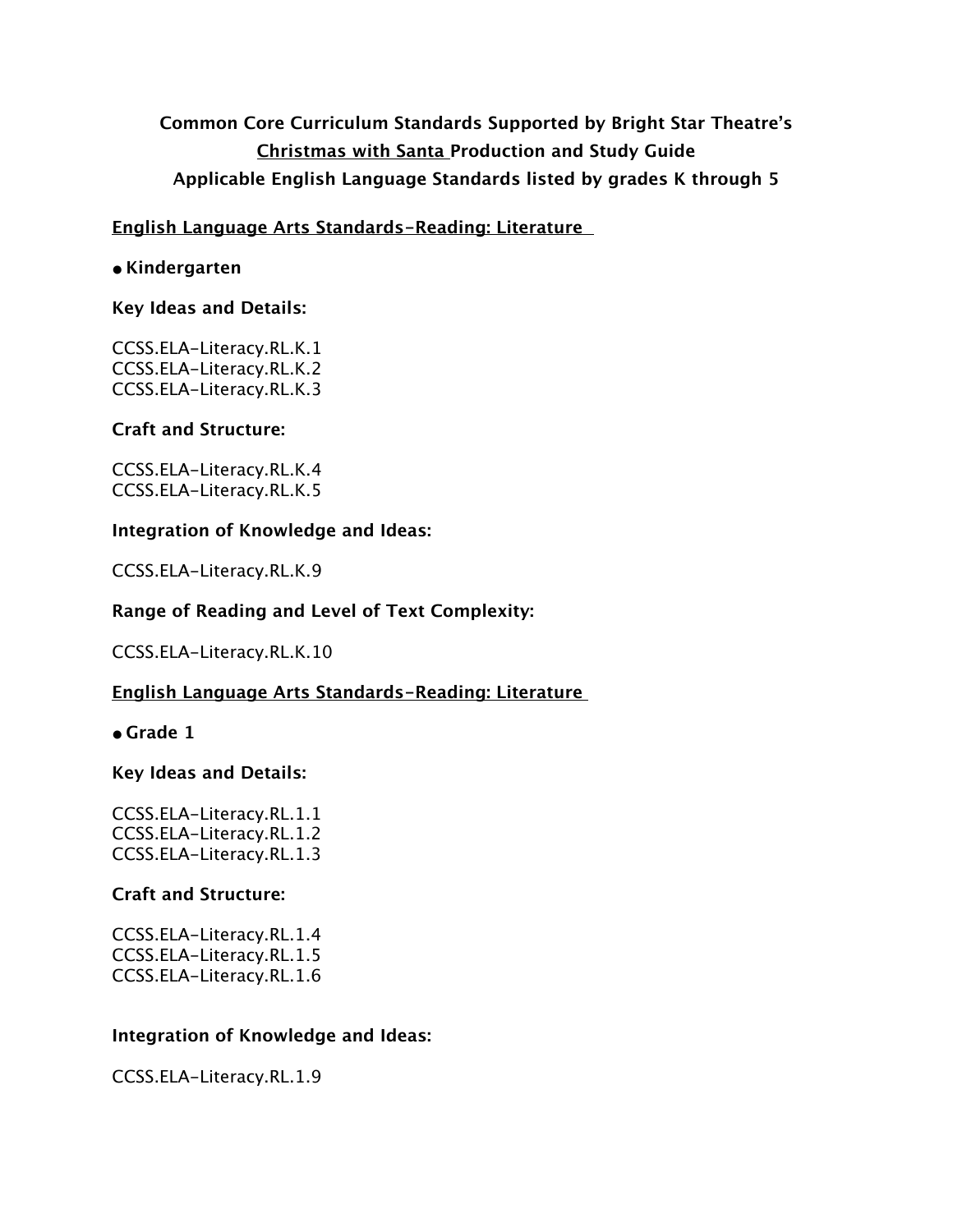# Common Core Curriculum Standards Supported by Bright Star Theatre's
# Christmas with Santa Production and Study Guide
# Applicable English Language Standards listed by grades K through 5

## English Language Arts Standards-Reading: Literature

- **Kindergarten**

**Key Ideas and Details:**

CCSS.ELA-Literacy.RL.K.1
CCSS.ELA-Literacy.RL.K.2
CCSS.ELA-Literacy.RL.K.3

**Craft and Structure:**

CCSS.ELA-Literacy.RL.K.4
CCSS.ELA-Literacy.RL.K.5

**Integration of Knowledge and Ideas:**

CCSS.ELA-Literacy.RL.K.9

**Range of Reading and Level of Text Complexity:**

CCSS.ELA-Literacy.RL.K.10

## English Language Arts Standards-Reading: Literature

- **Grade 1**

**Key Ideas and Details:**

CCSS.ELA-Literacy.RL.1.1
CCSS.ELA-Literacy.RL.1.2
CCSS.ELA-Literacy.RL.1.3

**Craft and Structure:**

CCSS.ELA-Literacy.RL.1.4
CCSS.ELA-Literacy.RL.1.5
CCSS.ELA-Literacy.RL.1.6

**Integration of Knowledge and Ideas:**

CCSS.ELA-Literacy.RL.1.9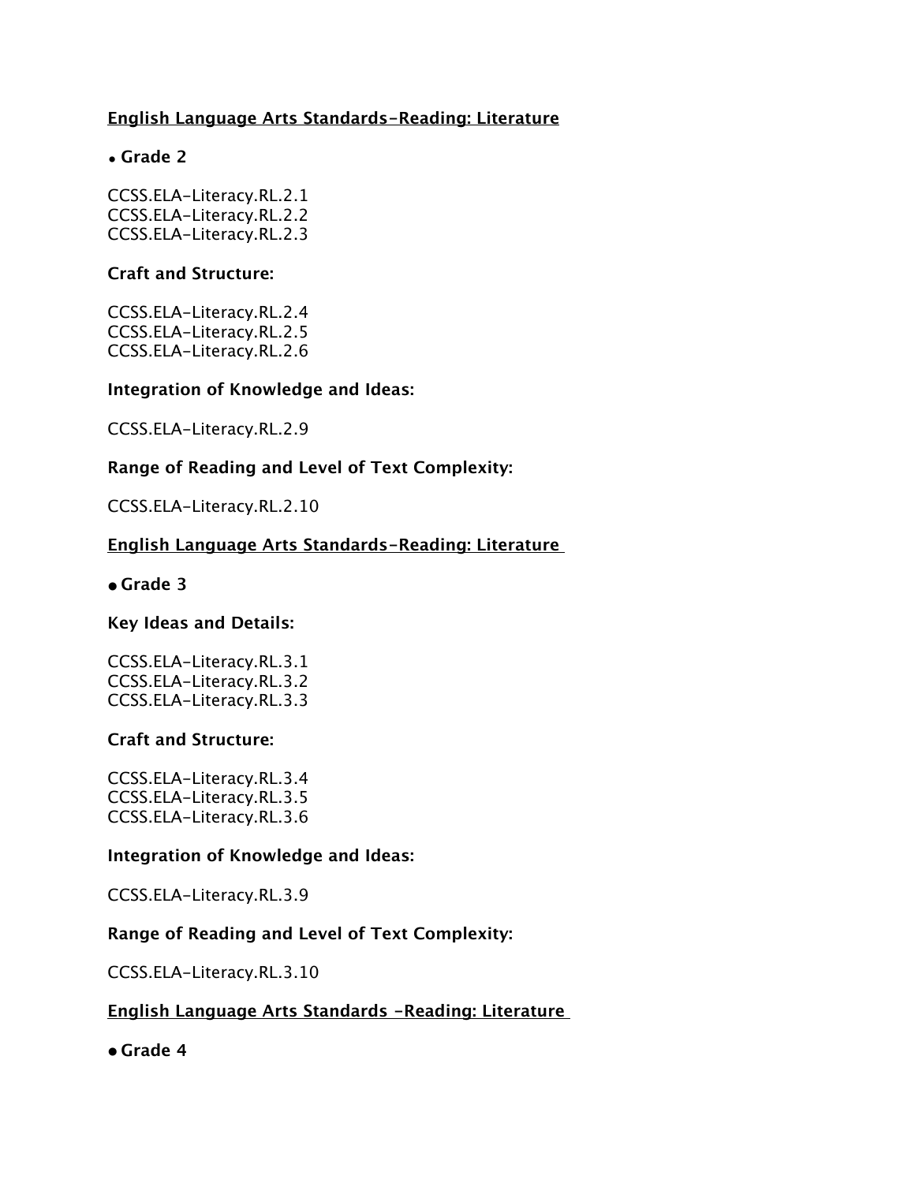**English Language Arts Standards-Reading: Literature**

- **Grade 2**

CCSS.ELA-Literacy.RL.2.1
CCSS.ELA-Literacy.RL.2.2
CCSS.ELA-Literacy.RL.2.3

**Craft and Structure:**

CCSS.ELA-Literacy.RL.2.4
CCSS.ELA-Literacy.RL.2.5
CCSS.ELA-Literacy.RL.2.6

**Integration of Knowledge and Ideas:**

CCSS.ELA-Literacy.RL.2.9

**Range of Reading and Level of Text Complexity:**

CCSS.ELA-Literacy.RL.2.10

**English Language Arts Standards-Reading: Literature**

- **Grade 3**

**Key Ideas and Details:**

CCSS.ELA-Literacy.RL.3.1
CCSS.ELA-Literacy.RL.3.2
CCSS.ELA-Literacy.RL.3.3

**Craft and Structure:**

CCSS.ELA-Literacy.RL.3.4
CCSS.ELA-Literacy.RL.3.5
CCSS.ELA-Literacy.RL.3.6

**Integration of Knowledge and Ideas:**

CCSS.ELA-Literacy.RL.3.9

**Range of Reading and Level of Text Complexity:**

CCSS.ELA-Literacy.RL.3.10

**English Language Arts Standards -Reading: Literature**

- **Grade 4**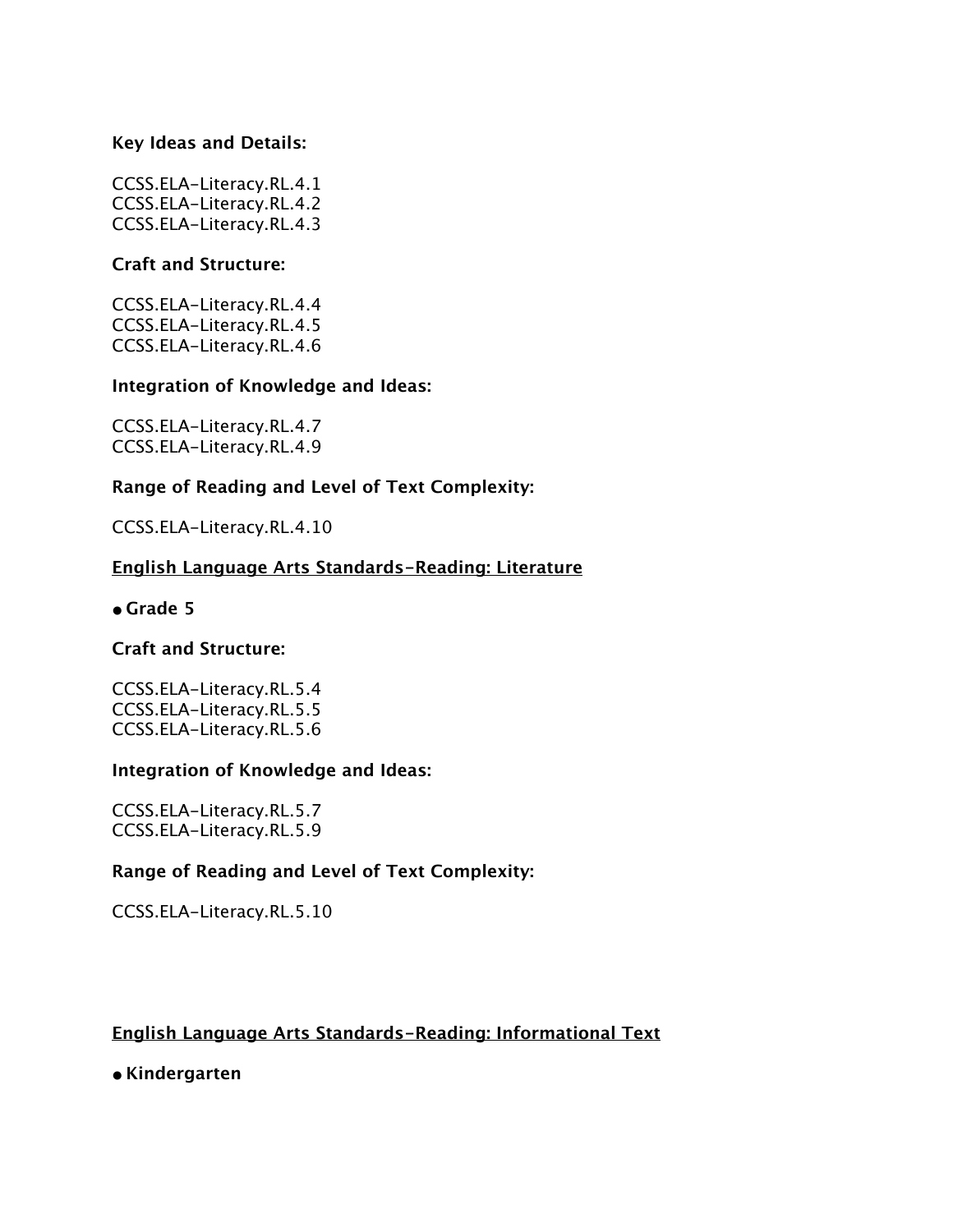**Key Ideas and Details:**

CCSS.ELA-Literacy.RL.4.1
CCSS.ELA-Literacy.RL.4.2
CCSS.ELA-Literacy.RL.4.3

**Craft and Structure:**

CCSS.ELA-Literacy.RL.4.4
CCSS.ELA-Literacy.RL.4.5
CCSS.ELA-Literacy.RL.4.6

**Integration of Knowledge and Ideas:**

CCSS.ELA-Literacy.RL.4.7
CCSS.ELA-Literacy.RL.4.9

**Range of Reading and Level of Text Complexity:**

CCSS.ELA-Literacy.RL.4.10

**English Language Arts Standards-Reading: Literature**

- **Grade 5**

**Craft and Structure:**

CCSS.ELA-Literacy.RL.5.4
CCSS.ELA-Literacy.RL.5.5
CCSS.ELA-Literacy.RL.5.6

**Integration of Knowledge and Ideas:**

CCSS.ELA-Literacy.RL.5.7
CCSS.ELA-Literacy.RL.5.9

**Range of Reading and Level of Text Complexity:**

CCSS.ELA-Literacy.RL.5.10

**English Language Arts Standards-Reading: Informational Text**

- **Kindergarten**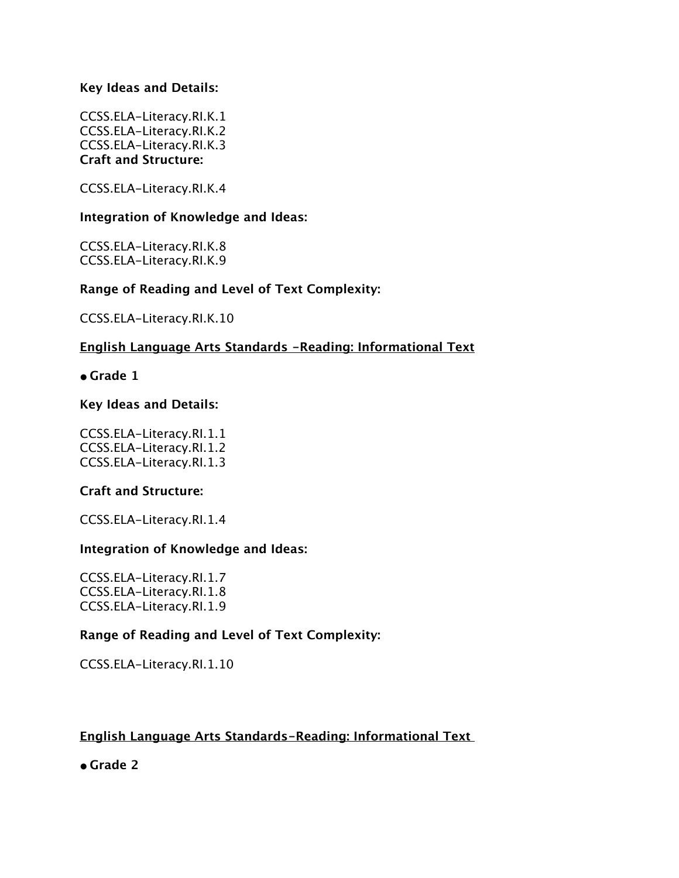**Key Ideas and Details:**

CCSS.ELA-Literacy.RI.K.1
CCSS.ELA-Literacy.RI.K.2
CCSS.ELA-Literacy.RI.K.3

**Craft and Structure:**

CCSS.ELA-Literacy.RI.K.4

**Integration of Knowledge and Ideas:**

CCSS.ELA-Literacy.RI.K.8
CCSS.ELA-Literacy.RI.K.9

**Range of Reading and Level of Text Complexity:**

CCSS.ELA-Literacy.RI.K.10

**<u>English Language Arts Standards -Reading: Informational Text</u>**

- **Grade 1**

**Key Ideas and Details:**

CCSS.ELA-Literacy.RI.1.1
CCSS.ELA-Literacy.RI.1.2
CCSS.ELA-Literacy.RI.1.3

**Craft and Structure:**

CCSS.ELA-Literacy.RI.1.4

**Integration of Knowledge and Ideas:**

CCSS.ELA-Literacy.RI.1.7
CCSS.ELA-Literacy.RI.1.8
CCSS.ELA-Literacy.RI.1.9

**Range of Reading and Level of Text Complexity:**

CCSS.ELA-Literacy.RI.1.10

**<u>English Language Arts Standards-Reading: Informational Text</u>**

- **Grade 2**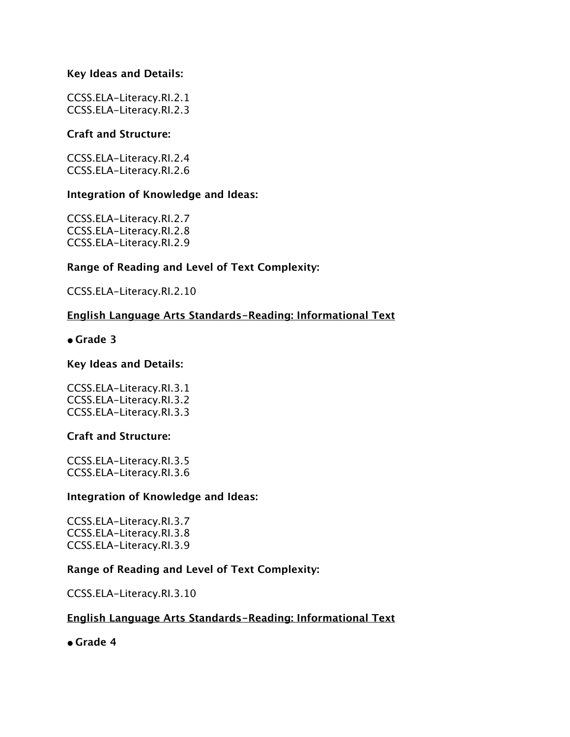**Key Ideas and Details:**

CCSS.ELA-Literacy.RI.2.1
CCSS.ELA-Literacy.RI.2.3

**Craft and Structure:**

CCSS.ELA-Literacy.RI.2.4
CCSS.ELA-Literacy.RI.2.6

**Integration of Knowledge and Ideas:**

CCSS.ELA-Literacy.RI.2.7
CCSS.ELA-Literacy.RI.2.8
CCSS.ELA-Literacy.RI.2.9

**Range of Reading and Level of Text Complexity:**

CCSS.ELA-Literacy.RI.2.10

**English Language Arts Standards-Reading: Informational Text**

- **Grade 3**

**Key Ideas and Details:**

CCSS.ELA-Literacy.RI.3.1
CCSS.ELA-Literacy.RI.3.2
CCSS.ELA-Literacy.RI.3.3

**Craft and Structure:**

CCSS.ELA-Literacy.RI.3.5
CCSS.ELA-Literacy.RI.3.6

**Integration of Knowledge and Ideas:**

CCSS.ELA-Literacy.RI.3.7
CCSS.ELA-Literacy.RI.3.8
CCSS.ELA-Literacy.RI.3.9

**Range of Reading and Level of Text Complexity:**

CCSS.ELA-Literacy.RI.3.10

**English Language Arts Standards-Reading: Informational Text**

- **Grade 4**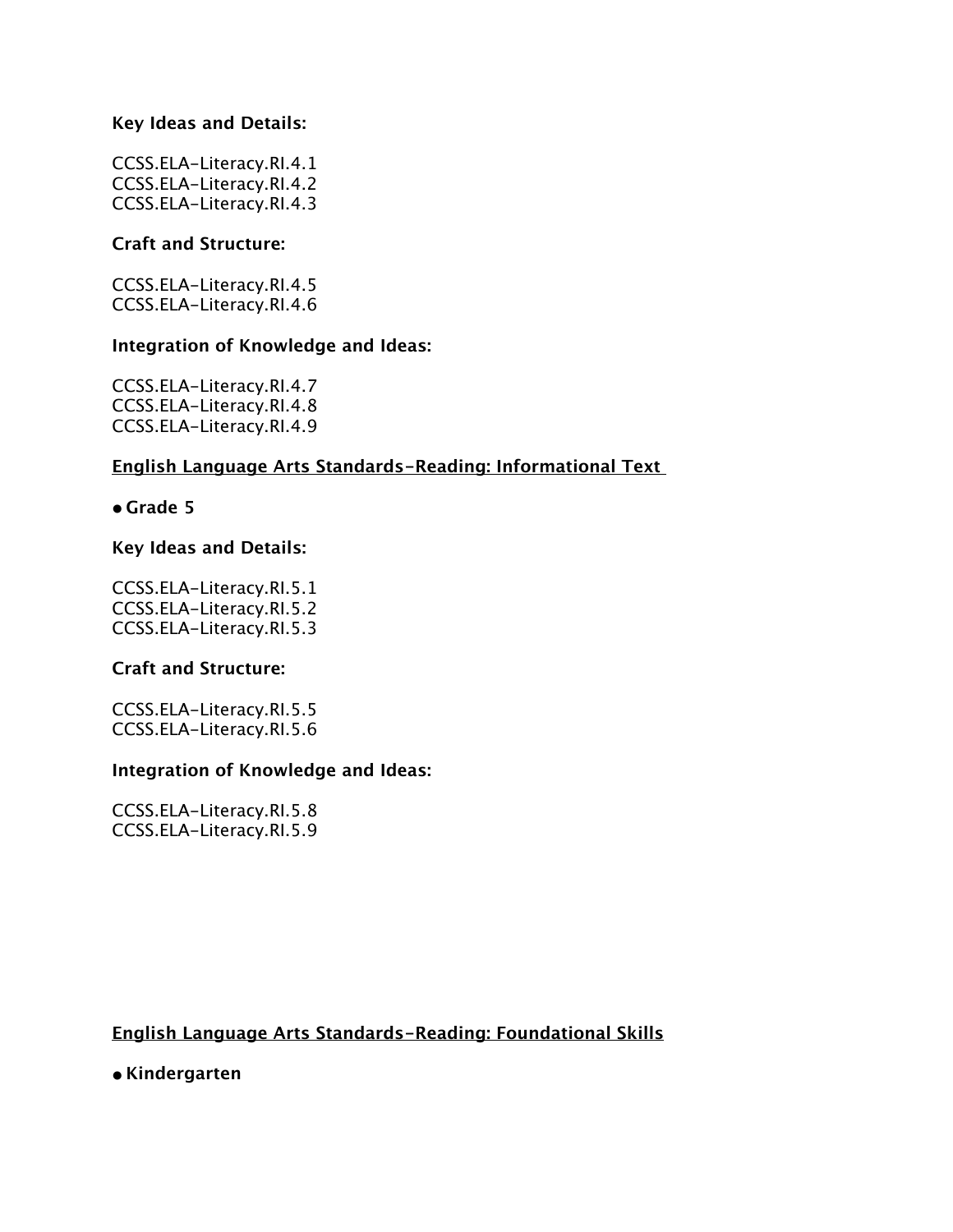**Key Ideas and Details:**

CCSS.ELA-Literacy.RI.4.1
CCSS.ELA-Literacy.RI.4.2
CCSS.ELA-Literacy.RI.4.3

**Craft and Structure:**

CCSS.ELA-Literacy.RI.4.5
CCSS.ELA-Literacy.RI.4.6

**Integration of Knowledge and Ideas:**

CCSS.ELA-Literacy.RI.4.7
CCSS.ELA-Literacy.RI.4.8
CCSS.ELA-Literacy.RI.4.9

**English Language Arts Standards-Reading: Informational Text**

- **Grade 5**

**Key Ideas and Details:**

CCSS.ELA-Literacy.RI.5.1
CCSS.ELA-Literacy.RI.5.2
CCSS.ELA-Literacy.RI.5.3

**Craft and Structure:**

CCSS.ELA-Literacy.RI.5.5
CCSS.ELA-Literacy.RI.5.6

**Integration of Knowledge and Ideas:**

CCSS.ELA-Literacy.RI.5.8
CCSS.ELA-Literacy.RI.5.9

**English Language Arts Standards-Reading: Foundational Skills**

- **Kindergarten**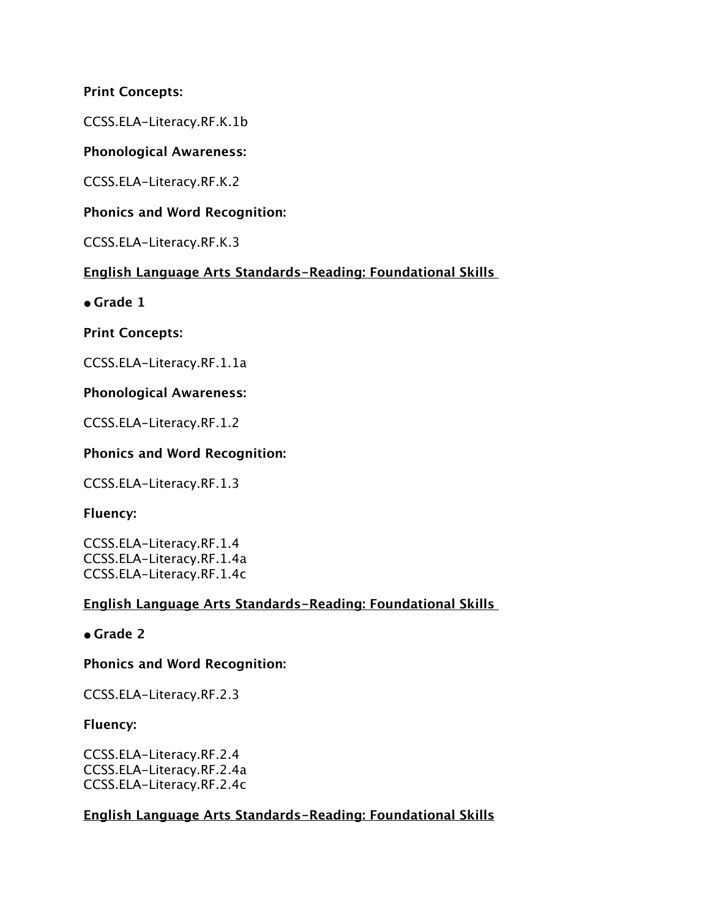**Print Concepts:**

CCSS.ELA-Literacy.RF.K.1b

**Phonological Awareness:**

CCSS.ELA-Literacy.RF.K.2

**Phonics and Word Recognition:**

CCSS.ELA-Literacy.RF.K.3

**English Language Arts Standards-Reading: Foundational Skills**

- **Grade 1**

**Print Concepts:**

CCSS.ELA-Literacy.RF.1.1a

**Phonological Awareness:**

CCSS.ELA-Literacy.RF.1.2

**Phonics and Word Recognition:**

CCSS.ELA-Literacy.RF.1.3

**Fluency:**

CCSS.ELA-Literacy.RF.1.4
CCSS.ELA-Literacy.RF.1.4a
CCSS.ELA-Literacy.RF.1.4c

**English Language Arts Standards-Reading: Foundational Skills**

- **Grade 2**

**Phonics and Word Recognition:**

CCSS.ELA-Literacy.RF.2.3

**Fluency:**

CCSS.ELA-Literacy.RF.2.4
CCSS.ELA-Literacy.RF.2.4a
CCSS.ELA-Literacy.RF.2.4c

**English Language Arts Standards-Reading: Foundational Skills**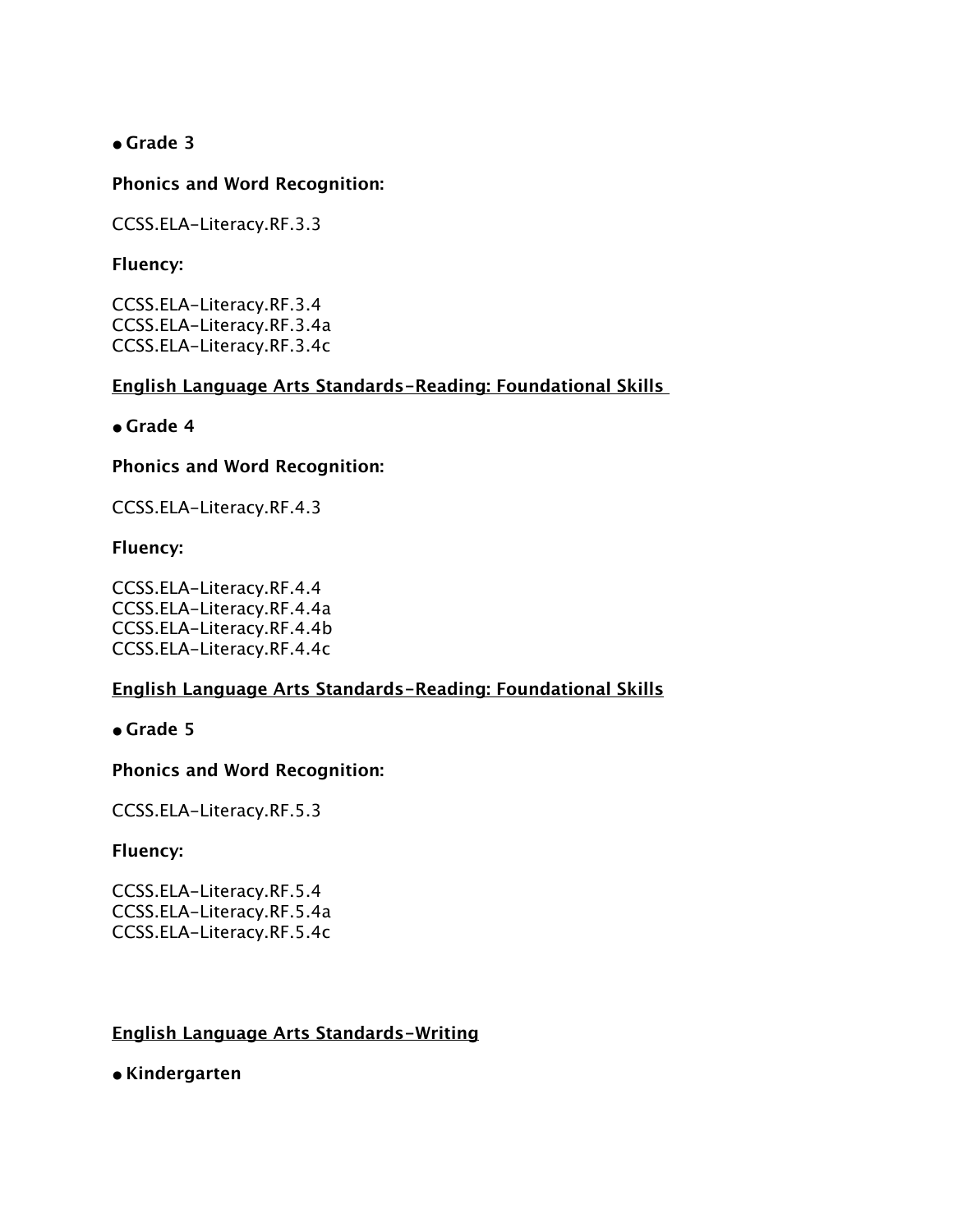- **Grade 3**

**Phonics and Word Recognition:**

CCSS.ELA-Literacy.RF.3.3

**Fluency:**

CCSS.ELA-Literacy.RF.3.4
CCSS.ELA-Literacy.RF.3.4a
CCSS.ELA-Literacy.RF.3.4c

**English Language Arts Standards-Reading: Foundational Skills**

- **Grade 4**

**Phonics and Word Recognition:**

CCSS.ELA-Literacy.RF.4.3

**Fluency:**

CCSS.ELA-Literacy.RF.4.4
CCSS.ELA-Literacy.RF.4.4a
CCSS.ELA-Literacy.RF.4.4b
CCSS.ELA-Literacy.RF.4.4c

**English Language Arts Standards-Reading: Foundational Skills**

- **Grade 5**

**Phonics and Word Recognition:**

CCSS.ELA-Literacy.RF.5.3

**Fluency:**

CCSS.ELA-Literacy.RF.5.4
CCSS.ELA-Literacy.RF.5.4a
CCSS.ELA-Literacy.RF.5.4c

**English Language Arts Standards-Writing**

- **Kindergarten**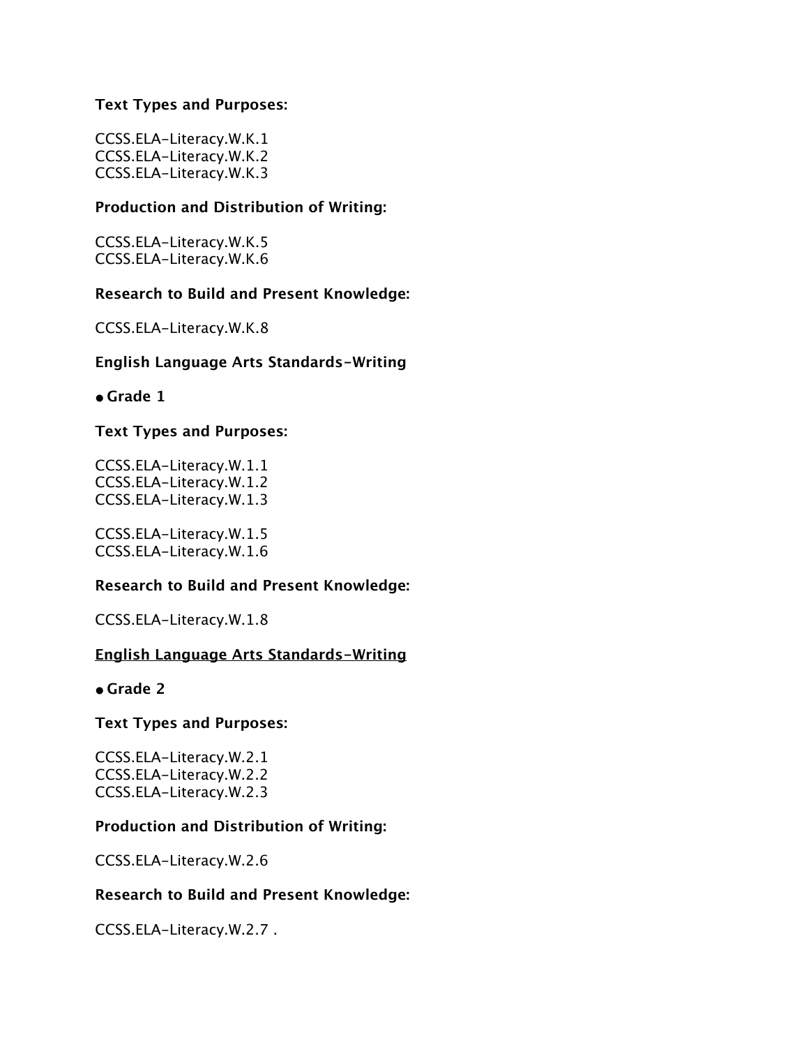**Text Types and Purposes:**

CCSS.ELA-Literacy.W.K.1
CCSS.ELA-Literacy.W.K.2
CCSS.ELA-Literacy.W.K.3

**Production and Distribution of Writing:**

CCSS.ELA-Literacy.W.K.5
CCSS.ELA-Literacy.W.K.6

**Research to Build and Present Knowledge:**

CCSS.ELA-Literacy.W.K.8

**English Language Arts Standards-Writing**

- **Grade 1**

**Text Types and Purposes:**

CCSS.ELA-Literacy.W.1.1
CCSS.ELA-Literacy.W.1.2
CCSS.ELA-Literacy.W.1.3

CCSS.ELA-Literacy.W.1.5
CCSS.ELA-Literacy.W.1.6

**Research to Build and Present Knowledge:**

CCSS.ELA-Literacy.W.1.8

**<u>English Language Arts Standards-Writing</u>**

- **Grade 2**

**Text Types and Purposes:**

CCSS.ELA-Literacy.W.2.1
CCSS.ELA-Literacy.W.2.2
CCSS.ELA-Literacy.W.2.3

**Production and Distribution of Writing:**

CCSS.ELA-Literacy.W.2.6

**Research to Build and Present Knowledge:**

CCSS.ELA-Literacy.W.2.7 .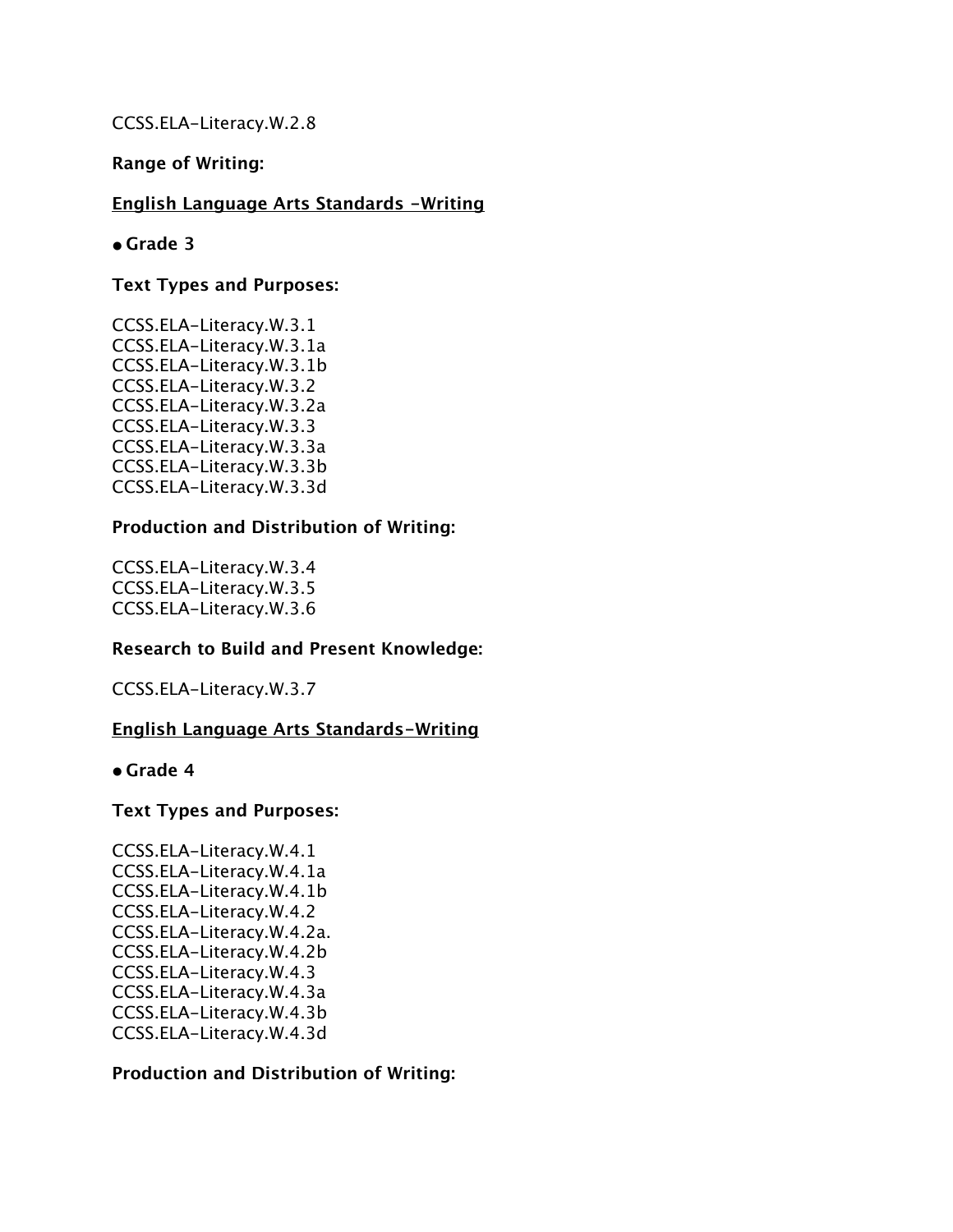CCSS.ELA-Literacy.W.2.8

**Range of Writing:**

**English Language Arts Standards -Writing**

- **Grade 3**

**Text Types and Purposes:**

CCSS.ELA-Literacy.W.3.1
CCSS.ELA-Literacy.W.3.1a
CCSS.ELA-Literacy.W.3.1b
CCSS.ELA-Literacy.W.3.2
CCSS.ELA-Literacy.W.3.2a
CCSS.ELA-Literacy.W.3.3
CCSS.ELA-Literacy.W.3.3a
CCSS.ELA-Literacy.W.3.3b
CCSS.ELA-Literacy.W.3.3d

**Production and Distribution of Writing:**

CCSS.ELA-Literacy.W.3.4
CCSS.ELA-Literacy.W.3.5
CCSS.ELA-Literacy.W.3.6

**Research to Build and Present Knowledge:**

CCSS.ELA-Literacy.W.3.7

**English Language Arts Standards-Writing**

- **Grade 4**

**Text Types and Purposes:**

CCSS.ELA-Literacy.W.4.1
CCSS.ELA-Literacy.W.4.1a
CCSS.ELA-Literacy.W.4.1b
CCSS.ELA-Literacy.W.4.2
CCSS.ELA-Literacy.W.4.2a.
CCSS.ELA-Literacy.W.4.2b
CCSS.ELA-Literacy.W.4.3
CCSS.ELA-Literacy.W.4.3a
CCSS.ELA-Literacy.W.4.3b
CCSS.ELA-Literacy.W.4.3d

**Production and Distribution of Writing:**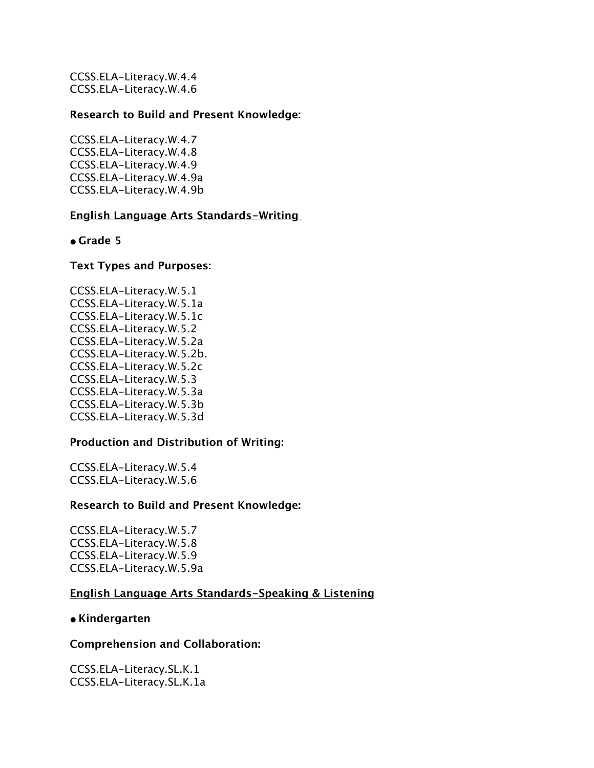CCSS.ELA-Literacy.W.4.4
CCSS.ELA-Literacy.W.4.6

**Research to Build and Present Knowledge:**

CCSS.ELA-Literacy.W.4.7
CCSS.ELA-Literacy.W.4.8
CCSS.ELA-Literacy.W.4.9
CCSS.ELA-Literacy.W.4.9a
CCSS.ELA-Literacy.W.4.9b

**English Language Arts Standards-Writing**

- **Grade 5**

**Text Types and Purposes:**

CCSS.ELA-Literacy.W.5.1
CCSS.ELA-Literacy.W.5.1a
CCSS.ELA-Literacy.W.5.1c
CCSS.ELA-Literacy.W.5.2
CCSS.ELA-Literacy.W.5.2a
CCSS.ELA-Literacy.W.5.2b.
CCSS.ELA-Literacy.W.5.2c
CCSS.ELA-Literacy.W.5.3
CCSS.ELA-Literacy.W.5.3a
CCSS.ELA-Literacy.W.5.3b
CCSS.ELA-Literacy.W.5.3d

**Production and Distribution of Writing:**

CCSS.ELA-Literacy.W.5.4
CCSS.ELA-Literacy.W.5.6

**Research to Build and Present Knowledge:**

CCSS.ELA-Literacy.W.5.7
CCSS.ELA-Literacy.W.5.8
CCSS.ELA-Literacy.W.5.9
CCSS.ELA-Literacy.W.5.9a

**English Language Arts Standards-Speaking & Listening**

- **Kindergarten**

**Comprehension and Collaboration:**

CCSS.ELA-Literacy.SL.K.1
CCSS.ELA-Literacy.SL.K.1a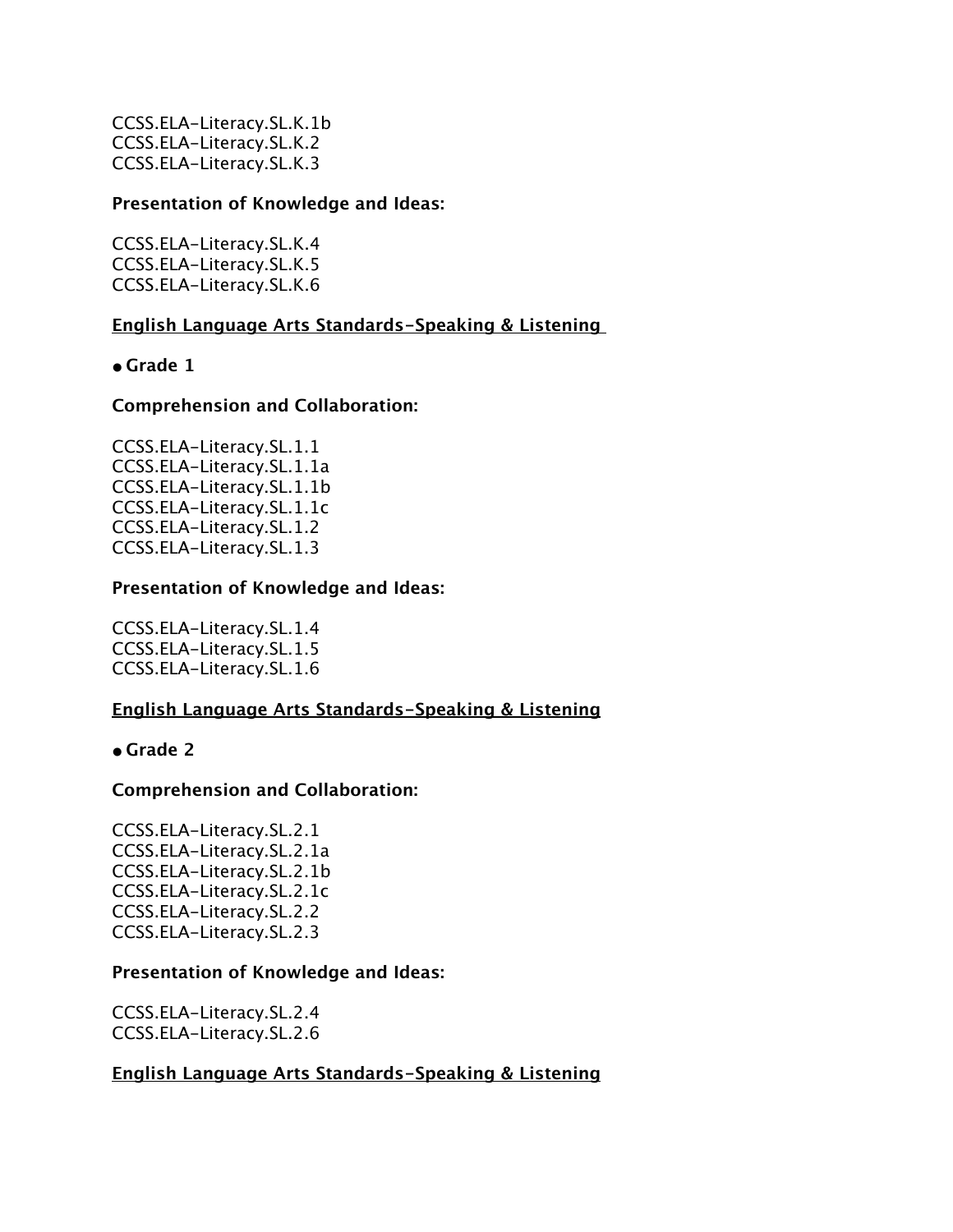CCSS.ELA-Literacy.SL.K.1b
CCSS.ELA-Literacy.SL.K.2
CCSS.ELA-Literacy.SL.K.3

**Presentation of Knowledge and Ideas:**

CCSS.ELA-Literacy.SL.K.4
CCSS.ELA-Literacy.SL.K.5
CCSS.ELA-Literacy.SL.K.6

**English Language Arts Standards-Speaking & Listening**

- **Grade 1**

**Comprehension and Collaboration:**

CCSS.ELA-Literacy.SL.1.1
CCSS.ELA-Literacy.SL.1.1a
CCSS.ELA-Literacy.SL.1.1b
CCSS.ELA-Literacy.SL.1.1c
CCSS.ELA-Literacy.SL.1.2
CCSS.ELA-Literacy.SL.1.3

**Presentation of Knowledge and Ideas:**

CCSS.ELA-Literacy.SL.1.4
CCSS.ELA-Literacy.SL.1.5
CCSS.ELA-Literacy.SL.1.6

**English Language Arts Standards-Speaking & Listening**

- **Grade 2**

**Comprehension and Collaboration:**

CCSS.ELA-Literacy.SL.2.1
CCSS.ELA-Literacy.SL.2.1a
CCSS.ELA-Literacy.SL.2.1b
CCSS.ELA-Literacy.SL.2.1c
CCSS.ELA-Literacy.SL.2.2
CCSS.ELA-Literacy.SL.2.3

**Presentation of Knowledge and Ideas:**

CCSS.ELA-Literacy.SL.2.4
CCSS.ELA-Literacy.SL.2.6

**English Language Arts Standards-Speaking & Listening**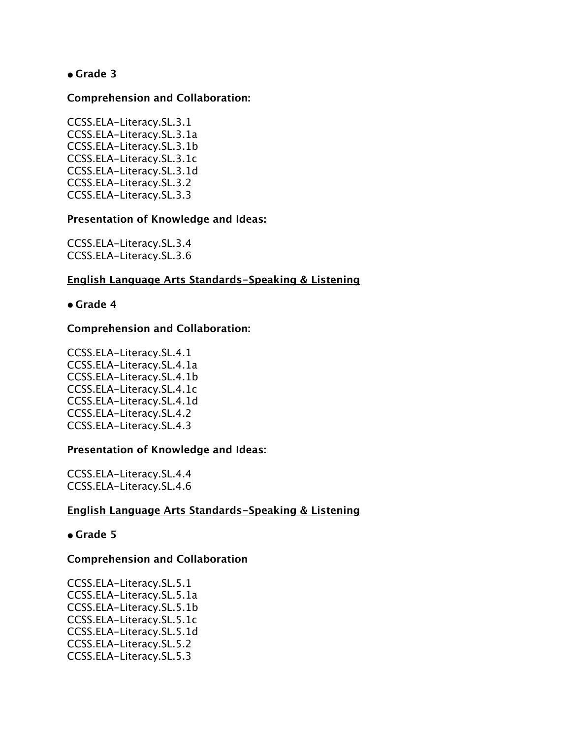- **Grade 3**

**Comprehension and Collaboration:**

CCSS.ELA-Literacy.SL.3.1
CCSS.ELA-Literacy.SL.3.1a
CCSS.ELA-Literacy.SL.3.1b
CCSS.ELA-Literacy.SL.3.1c
CCSS.ELA-Literacy.SL.3.1d
CCSS.ELA-Literacy.SL.3.2
CCSS.ELA-Literacy.SL.3.3

**Presentation of Knowledge and Ideas:**

CCSS.ELA-Literacy.SL.3.4
CCSS.ELA-Literacy.SL.3.6

**English Language Arts Standards-Speaking & Listening**

- **Grade 4**

**Comprehension and Collaboration:**

CCSS.ELA-Literacy.SL.4.1
CCSS.ELA-Literacy.SL.4.1a
CCSS.ELA-Literacy.SL.4.1b
CCSS.ELA-Literacy.SL.4.1c
CCSS.ELA-Literacy.SL.4.1d
CCSS.ELA-Literacy.SL.4.2
CCSS.ELA-Literacy.SL.4.3

**Presentation of Knowledge and Ideas:**

CCSS.ELA-Literacy.SL.4.4
CCSS.ELA-Literacy.SL.4.6

**English Language Arts Standards-Speaking & Listening**

- **Grade 5**

**Comprehension and Collaboration**

CCSS.ELA-Literacy.SL.5.1
CCSS.ELA-Literacy.SL.5.1a
CCSS.ELA-Literacy.SL.5.1b
CCSS.ELA-Literacy.SL.5.1c
CCSS.ELA-Literacy.SL.5.1d
CCSS.ELA-Literacy.SL.5.2
CCSS.ELA-Literacy.SL.5.3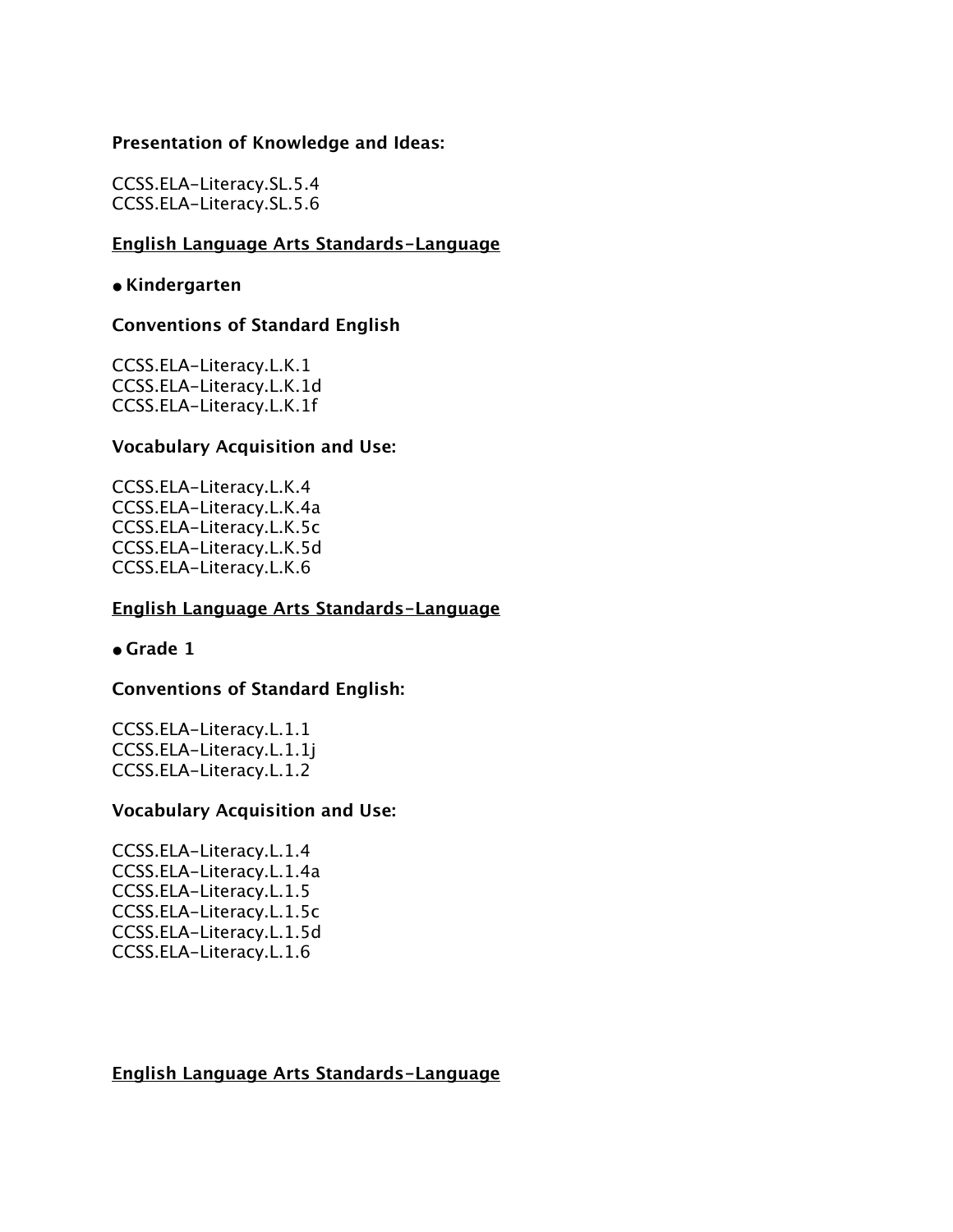**Presentation of Knowledge and Ideas:**

CCSS.ELA-Literacy.SL.5.4
CCSS.ELA-Literacy.SL.5.6

<u>**English Language Arts Standards-Language**</u>

- **Kindergarten**

**Conventions of Standard English**

CCSS.ELA-Literacy.L.K.1
CCSS.ELA-Literacy.L.K.1d
CCSS.ELA-Literacy.L.K.1f

**Vocabulary Acquisition and Use:**

CCSS.ELA-Literacy.L.K.4
CCSS.ELA-Literacy.L.K.4a
CCSS.ELA-Literacy.L.K.5c
CCSS.ELA-Literacy.L.K.5d
CCSS.ELA-Literacy.L.K.6

<u>**English Language Arts Standards-Language**</u>

- **Grade 1**

**Conventions of Standard English:**

CCSS.ELA-Literacy.L.1.1
CCSS.ELA-Literacy.L.1.1j
CCSS.ELA-Literacy.L.1.2

**Vocabulary Acquisition and Use:**

CCSS.ELA-Literacy.L.1.4
CCSS.ELA-Literacy.L.1.4a
CCSS.ELA-Literacy.L.1.5
CCSS.ELA-Literacy.L.1.5c
CCSS.ELA-Literacy.L.1.5d
CCSS.ELA-Literacy.L.1.6

<u>**English Language Arts Standards-Language**</u>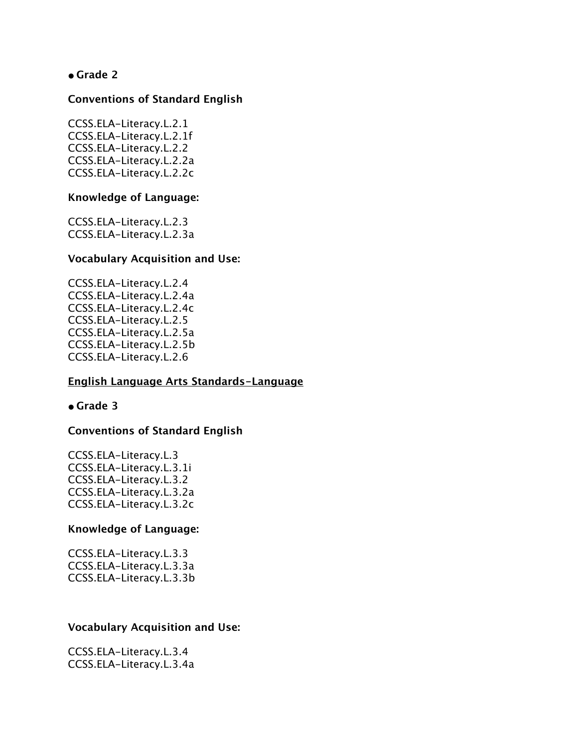- **Grade 2**

**Conventions of Standard English**

CCSS.ELA-Literacy.L.2.1
CCSS.ELA-Literacy.L.2.1f
CCSS.ELA-Literacy.L.2.2
CCSS.ELA-Literacy.L.2.2a
CCSS.ELA-Literacy.L.2.2c

**Knowledge of Language:**

CCSS.ELA-Literacy.L.2.3
CCSS.ELA-Literacy.L.2.3a

**Vocabulary Acquisition and Use:**

CCSS.ELA-Literacy.L.2.4
CCSS.ELA-Literacy.L.2.4a
CCSS.ELA-Literacy.L.2.4c
CCSS.ELA-Literacy.L.2.5
CCSS.ELA-Literacy.L.2.5a
CCSS.ELA-Literacy.L.2.5b
CCSS.ELA-Literacy.L.2.6

**English Language Arts Standards-Language**

- **Grade 3**

**Conventions of Standard English**

CCSS.ELA-Literacy.L.3
CCSS.ELA-Literacy.L.3.1i
CCSS.ELA-Literacy.L.3.2
CCSS.ELA-Literacy.L.3.2a
CCSS.ELA-Literacy.L.3.2c

**Knowledge of Language:**

CCSS.ELA-Literacy.L.3.3
CCSS.ELA-Literacy.L.3.3a
CCSS.ELA-Literacy.L.3.3b

**Vocabulary Acquisition and Use:**

CCSS.ELA-Literacy.L.3.4
CCSS.ELA-Literacy.L.3.4a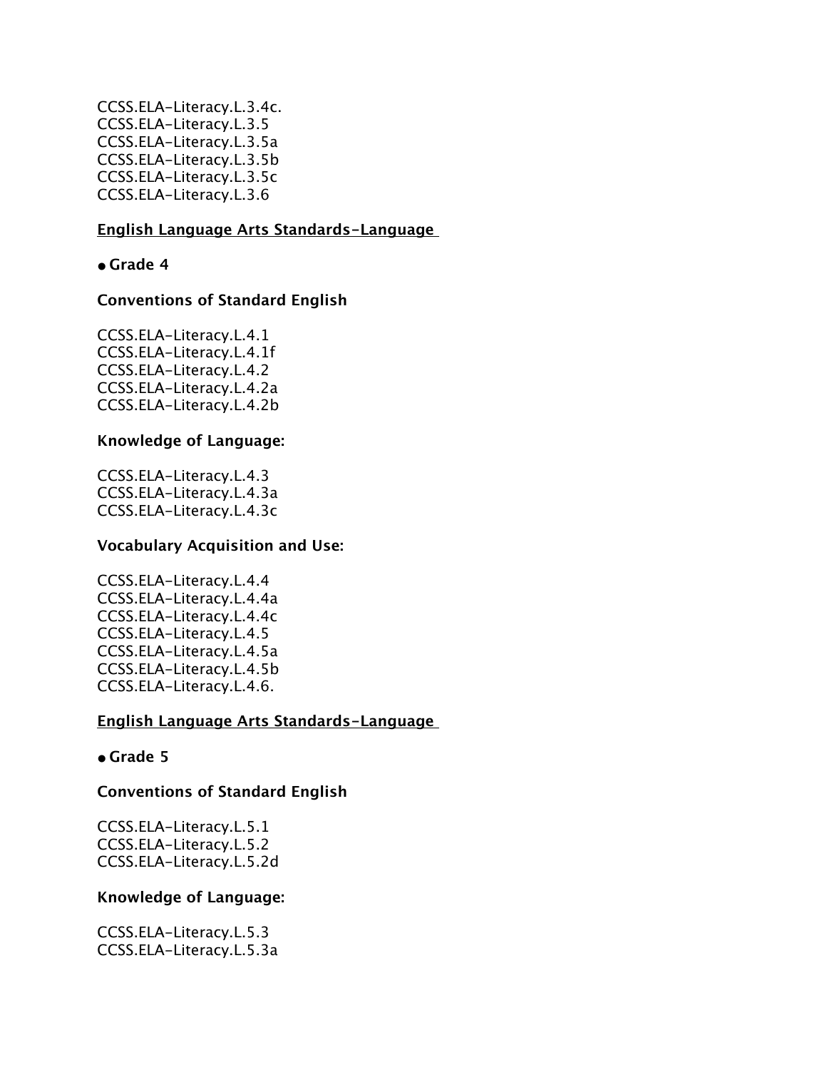CCSS.ELA-Literacy.L.3.4c.
CCSS.ELA-Literacy.L.3.5
CCSS.ELA-Literacy.L.3.5a
CCSS.ELA-Literacy.L.3.5b
CCSS.ELA-Literacy.L.3.5c
CCSS.ELA-Literacy.L.3.6

<u>English Language Arts Standards-Language</u>

- **Grade 4**

**Conventions of Standard English**

CCSS.ELA-Literacy.L.4.1
CCSS.ELA-Literacy.L.4.1f
CCSS.ELA-Literacy.L.4.2
CCSS.ELA-Literacy.L.4.2a
CCSS.ELA-Literacy.L.4.2b

**Knowledge of Language:**

CCSS.ELA-Literacy.L.4.3
CCSS.ELA-Literacy.L.4.3a
CCSS.ELA-Literacy.L.4.3c

**Vocabulary Acquisition and Use:**

CCSS.ELA-Literacy.L.4.4
CCSS.ELA-Literacy.L.4.4a
CCSS.ELA-Literacy.L.4.4c
CCSS.ELA-Literacy.L.4.5
CCSS.ELA-Literacy.L.4.5a
CCSS.ELA-Literacy.L.4.5b
CCSS.ELA-Literacy.L.4.6.

<u>English Language Arts Standards-Language</u>

- **Grade 5**

**Conventions of Standard English**

CCSS.ELA-Literacy.L.5.1
CCSS.ELA-Literacy.L.5.2
CCSS.ELA-Literacy.L.5.2d

**Knowledge of Language:**

CCSS.ELA-Literacy.L.5.3
CCSS.ELA-Literacy.L.5.3a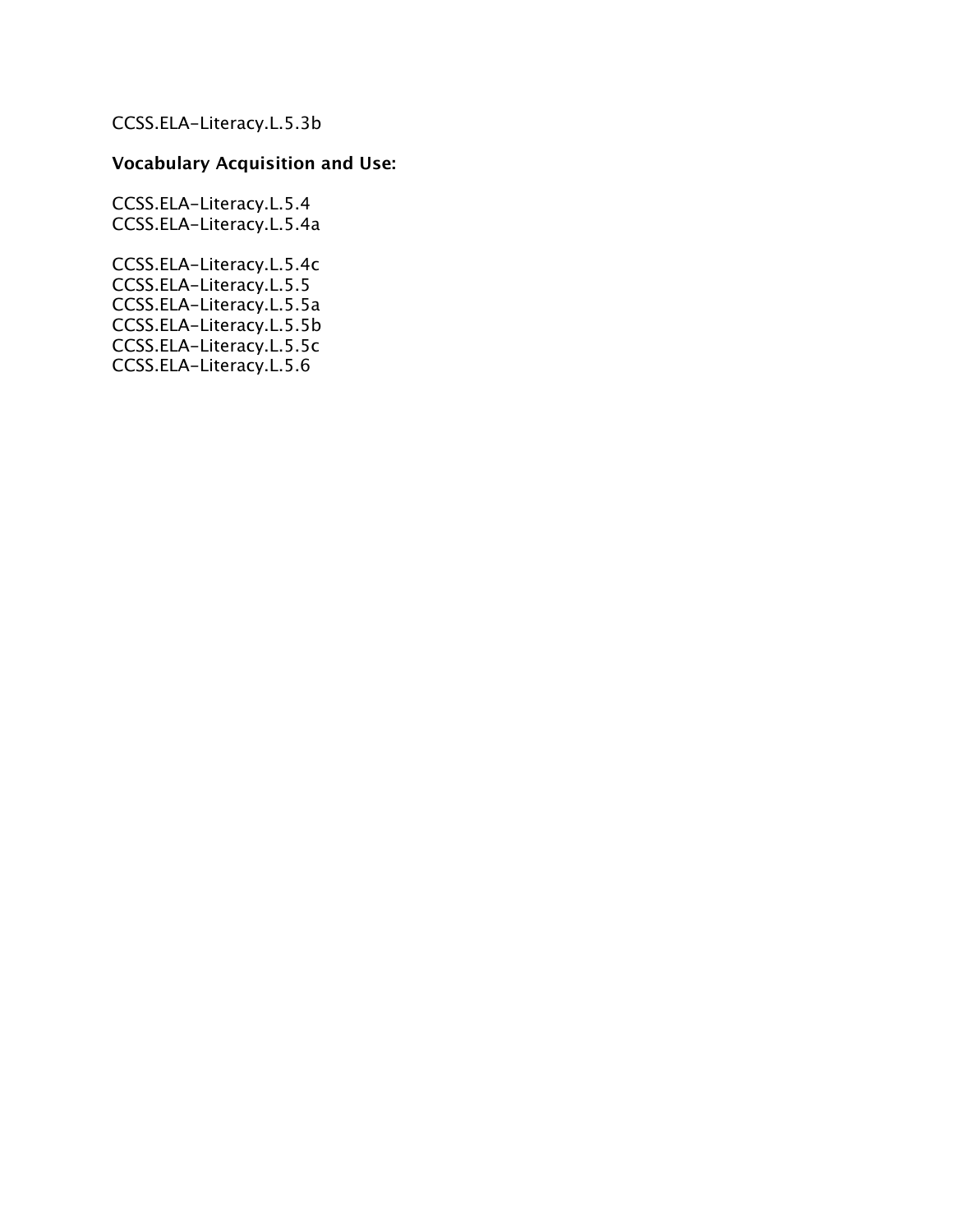CCSS.ELA-Literacy.L.5.3b

**Vocabulary Acquisition and Use:**

CCSS.ELA-Literacy.L.5.4
CCSS.ELA-Literacy.L.5.4a

CCSS.ELA-Literacy.L.5.4c
CCSS.ELA-Literacy.L.5.5
CCSS.ELA-Literacy.L.5.5a
CCSS.ELA-Literacy.L.5.5b
CCSS.ELA-Literacy.L.5.5c
CCSS.ELA-Literacy.L.5.6